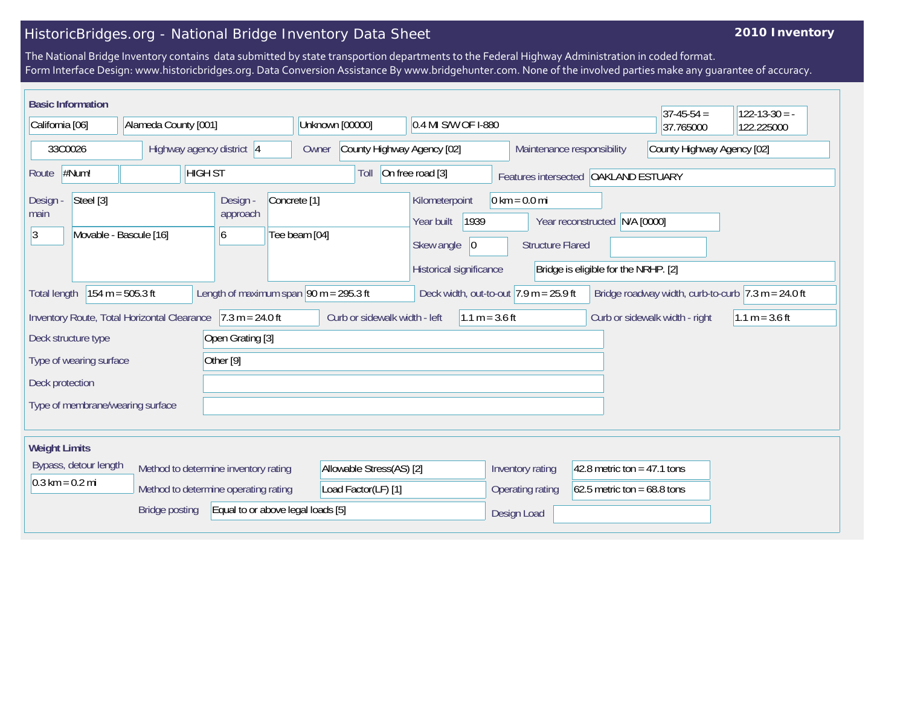# HistoricBridges.org - National Bridge Inventory Data Sheet

**2010 Inventory**

The National Bridge Inventory contains data submitted by state transportion departments to the Federal Highway Administration in coded format.
Form Interface Design: www.historicbridges.org. Data Conversion Assistance By www.bridgehunter.com. None of the involved parties make any guarantee of accuracy.

## Basic Information

| Field | Value |
|---|---|
| State | California [06] |
| County | Alameda County [001] |
| Place | Unknown [00000] |
| Location | 0.4 MI S/W OF I-880 |
| Latitude | 37-45-54 = 37.765000 |
| Longitude | 122-13-30 = -122.225000 |
| Structure Number | 33C0026 |
| Highway agency district | 4 |
| Owner | County Highway Agency [02] |
| Maintenance responsibility | County Highway Agency [02] |
| Route | #Num! |
| Facility carried | HIGH ST |
| Toll | On free road [3] |
| Features intersected | OAKLAND ESTUARY |
| Design - main | Steel [3] |
| Design - main (type) | 3 — Movable - Bascule [16] |
| Design - approach | Concrete [1] |
| Design - approach (type) | 6 — Tee beam [04] |
| Kilometerpoint | 0 km = 0.0 mi |
| Year built | 1939 |
| Year reconstructed | N/A [0000] |
| Skew angle | 0 |
| Structure Flared | |
| Historical significance | Bridge is eligible for the NRHP. [2] |
| Total length | 154 m = 505.3 ft |
| Length of maximum span | 90 m = 295.3 ft |
| Deck width, out-to-out | 7.9 m = 25.9 ft |
| Bridge roadway width, curb-to-curb | 7.3 m = 24.0 ft |
| Inventory Route, Total Horizontal Clearance | 7.3 m = 24.0 ft |
| Curb or sidewalk width - left | 1.1 m = 3.6 ft |
| Curb or sidewalk width - right | 1.1 m = 3.6 ft |
| Deck structure type | Open Grating [3] |
| Type of wearing surface | Other [9] |
| Deck protection | |
| Type of membrane/wearing surface | |

## Weight Limits

| Field | Value |
|---|---|
| Bypass, detour length | 0.3 km = 0.2 mi |
| Method to determine inventory rating | Allowable Stress(AS) [2] |
| Method to determine operating rating | Load Factor(LF) [1] |
| Bridge posting | Equal to or above legal loads [5] |
| Inventory rating | 42.8 metric ton = 47.1 tons |
| Operating rating | 62.5 metric ton = 68.8 tons |
| Design Load | |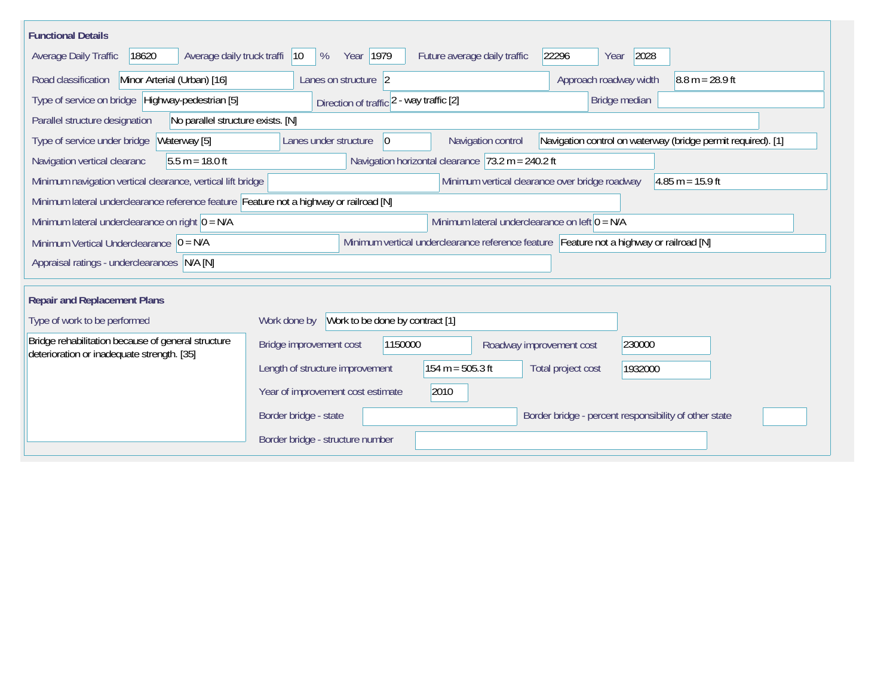## Functional Details

| Field | Value |
| --- | --- |
| Average Daily Traffic | 18620 |
| Average daily truck traffi | 10 % |
| Year | 1979 |
| Future average daily traffic | 22296 |
| Year | 2028 |
| Road classification | Minor Arterial (Urban) [16] |
| Lanes on structure | 2 |
| Approach roadway width | 8.8 m = 28.9 ft |
| Type of service on bridge | Highway-pedestrian [5] |
| Direction of traffic | 2 - way traffic [2] |
| Bridge median | |
| Parallel structure designation | No parallel structure exists. [N] |
| Type of service under bridge | Waterway [5] |
| Lanes under structure | 0 |
| Navigation control | Navigation control on waterway (bridge permit required). [1] |
| Navigation vertical clearanc | 5.5 m = 18.0 ft |
| Navigation horizontal clearance | 73.2 m = 240.2 ft |
| Minimum navigation vertical clearance, vertical lift bridge | |
| Minimum vertical clearance over bridge roadway | 4.85 m = 15.9 ft |
| Minimum lateral underclearance reference feature | Feature not a highway or railroad [N] |
| Minimum lateral underclearance on right | 0 = N/A |
| Minimum lateral underclearance on left | 0 = N/A |
| Minimum Vertical Underclearance | 0 = N/A |
| Minimum vertical underclearance reference feature | Feature not a highway or railroad [N] |
| Appraisal ratings - underclearances | N/A [N] |

## Repair and Replacement Plans

| Field | Value |
| --- | --- |
| Type of work to be performed | Bridge rehabilitation because of general structure deterioration or inadequate strength. [35] |
| Work done by | Work to be done by contract [1] |
| Bridge improvement cost | 1150000 |
| Roadway improvement cost | 230000 |
| Length of structure improvement | 154 m = 505.3 ft |
| Total project cost | 1932000 |
| Year of improvement cost estimate | 2010 |
| Border bridge - state | |
| Border bridge - percent responsibility of other state | |
| Border bridge - structure number | |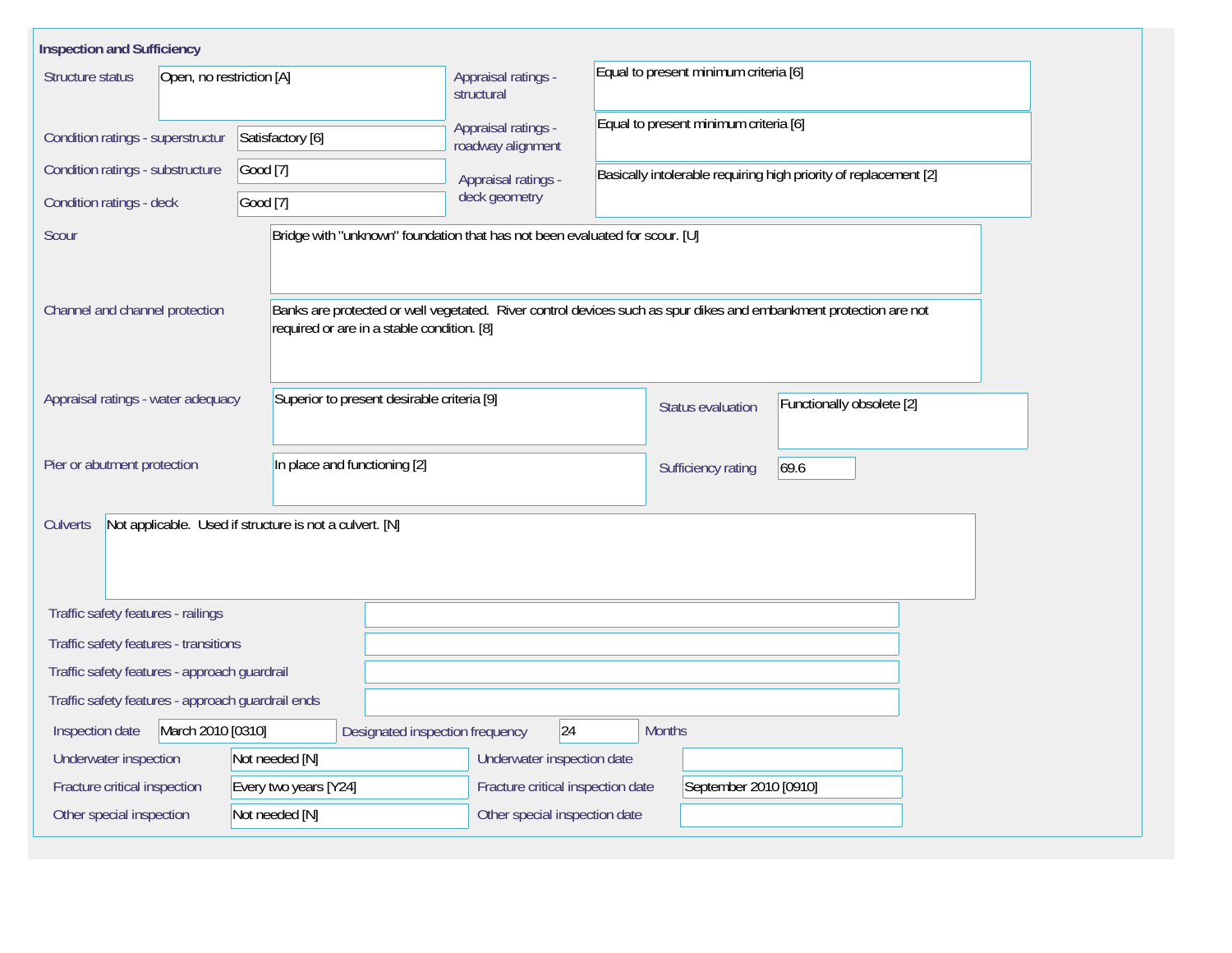## Inspection and Sufficiency

| | |
|---|---|
| Structure status | Open, no restriction [A] |
| Appraisal ratings - structural | Equal to present minimum criteria [6] |
| Condition ratings - superstructur | Satisfactory [6] |
| Appraisal ratings - roadway alignment | Equal to present minimum criteria [6] |
| Condition ratings - substructure | Good [7] |
| Condition ratings - deck | Good [7] |
| Appraisal ratings - deck geometry | Basically intolerable requiring high priority of replacement [2] |
| Scour | Bridge with "unknown" foundation that has not been evaluated for scour. [U] |
| Channel and channel protection | Banks are protected or well vegetated.  River control devices such as spur dikes and embankment protection are not required or are in a stable condition. [8] |
| Appraisal ratings - water adequacy | Superior to present desirable criteria [9] |
| Status evaluation | Functionally obsolete [2] |
| Pier or abutment protection | In place and functioning [2] |
| Sufficiency rating | 69.6 |
| Culverts | Not applicable.  Used if structure is not a culvert. [N] |
| Traffic safety features - railings | |
| Traffic safety features - transitions | |
| Traffic safety features - approach guardrail | |
| Traffic safety features - approach guardrail ends | |
| Inspection date | March 2010 [0310] |
| Designated inspection frequency | 24 Months |
| Underwater inspection | Not needed [N] |
| Underwater inspection date | |
| Fracture critical inspection | Every two years [Y24] |
| Fracture critical inspection date | September 2010 [0910] |
| Other special inspection | Not needed [N] |
| Other special inspection date | |